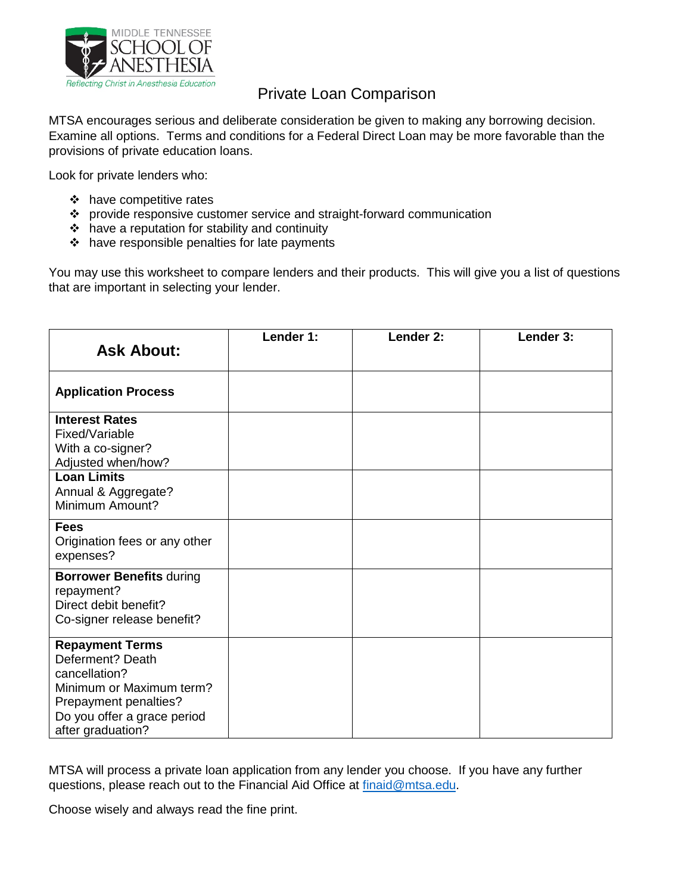MIDDLE TENNESSEE SCHOOL OF ANESTHESIA

*Reflecting Christ in Anesthesia Education*

# Private Loan Comparison

MTSA encourages serious and deliberate consideration be given to making any borrowing decision. Examine all options. Terms and conditions for a Federal Direct Loan may be more favorable than the provisions of private education loans.

Look for private lenders who:

- have competitive rates
- provide responsive customer service and straight-forward communication
- have a reputation for stability and continuity
- have responsible penalties for late payments

You may use this worksheet to compare lenders and their products. This will give you a list of questions that are important in selecting your lender.

| **Ask About:** | **Lender 1:** | **Lender 2:** | **Lender 3:** |
| --- | --- | --- | --- |
| **Application Process** | | | |
| **Interest Rates**<br>Fixed/Variable<br>With a co-signer?<br>Adjusted when/how? | | | |
| **Loan Limits**<br>Annual & Aggregate?<br>Minimum Amount? | | | |
| **Fees**<br>Origination fees or any other expenses? | | | |
| **Borrower Benefits** during repayment?<br>Direct debit benefit?<br>Co-signer release benefit? | | | |
| **Repayment Terms**<br>Deferment? Death cancellation?<br>Minimum or Maximum term?<br>Prepayment penalties?<br>Do you offer a grace period after graduation? | | | |

MTSA will process a private loan application from any lender you choose. If you have any further questions, please reach out to the Financial Aid Office at finaid@mtsa.edu.

Choose wisely and always read the fine print.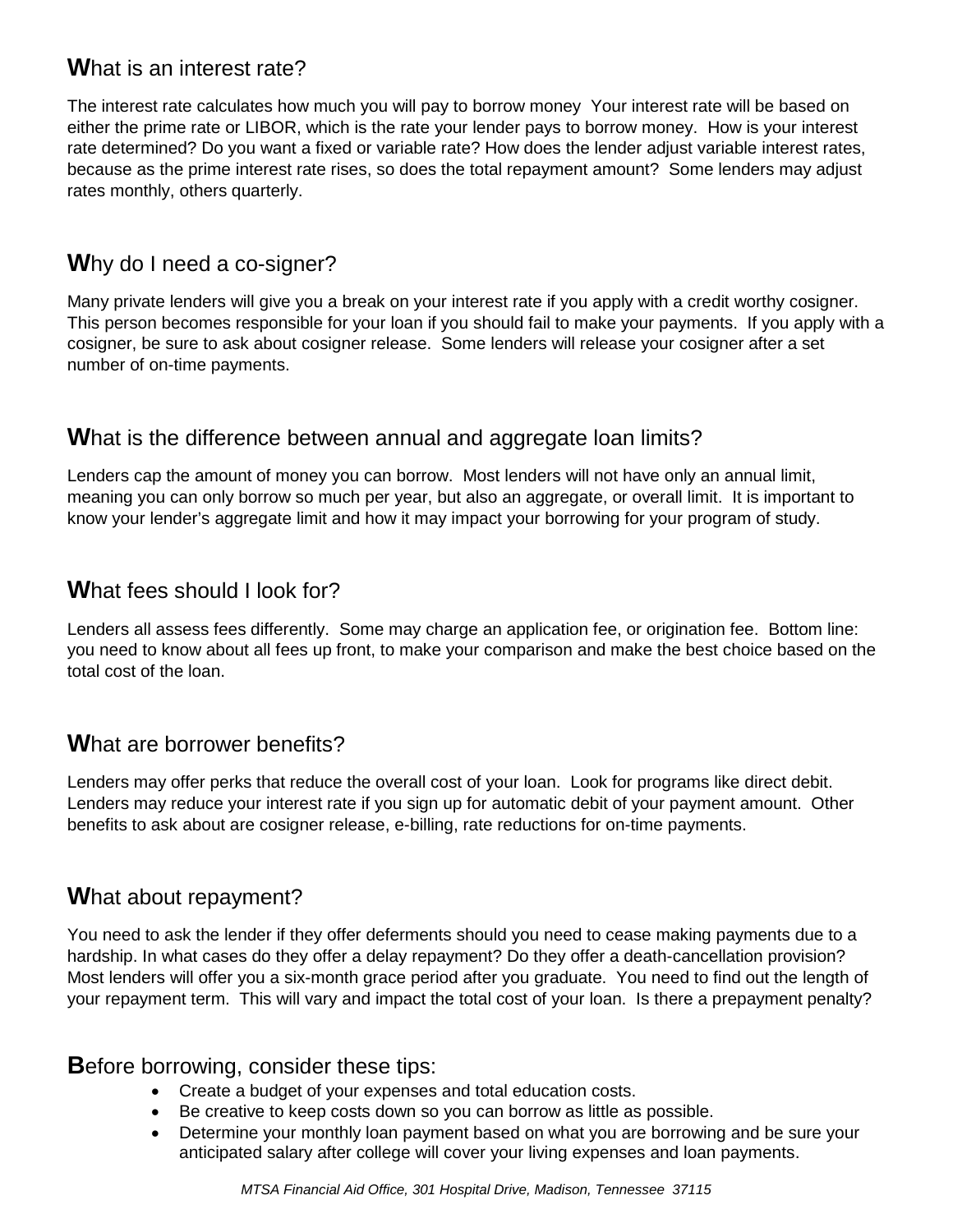## What is an interest rate?

The interest rate calculates how much you will pay to borrow money  Your interest rate will be based on either the prime rate or LIBOR, which is the rate your lender pays to borrow money.  How is your interest rate determined? Do you want a fixed or variable rate? How does the lender adjust variable interest rates, because as the prime interest rate rises, so does the total repayment amount?  Some lenders may adjust rates monthly, others quarterly.

## Why do I need a co-signer?

Many private lenders will give you a break on your interest rate if you apply with a credit worthy cosigner.  This person becomes responsible for your loan if you should fail to make your payments.  If you apply with a cosigner, be sure to ask about cosigner release.  Some lenders will release your cosigner after a set number of on-time payments.

## What is the difference between annual and aggregate loan limits?

Lenders cap the amount of money you can borrow.  Most lenders will not have only an annual limit, meaning you can only borrow so much per year, but also an aggregate, or overall limit.  It is important to know your lender's aggregate limit and how it may impact your borrowing for your program of study.

## What fees should I look for?

Lenders all assess fees differently.  Some may charge an application fee, or origination fee.  Bottom line: you need to know about all fees up front, to make your comparison and make the best choice based on the total cost of the loan.

## What are borrower benefits?

Lenders may offer perks that reduce the overall cost of your loan.  Look for programs like direct debit.  Lenders may reduce your interest rate if you sign up for automatic debit of your payment amount.  Other benefits to ask about are cosigner release, e-billing, rate reductions for on-time payments.

## What about repayment?

You need to ask the lender if they offer deferments should you need to cease making payments due to a hardship. In what cases do they offer a delay repayment? Do they offer a death-cancellation provision?  Most lenders will offer you a six-month grace period after you graduate.  You need to find out the length of your repayment term.  This will vary and impact the total cost of your loan.  Is there a prepayment penalty?

## Before borrowing, consider these tips:

- Create a budget of your expenses and total education costs.
- Be creative to keep costs down so you can borrow as little as possible.
- Determine your monthly loan payment based on what you are borrowing and be sure your anticipated salary after college will cover your living expenses and loan payments.

*MTSA Financial Aid Office, 301 Hospital Drive, Madison, Tennessee  37115*